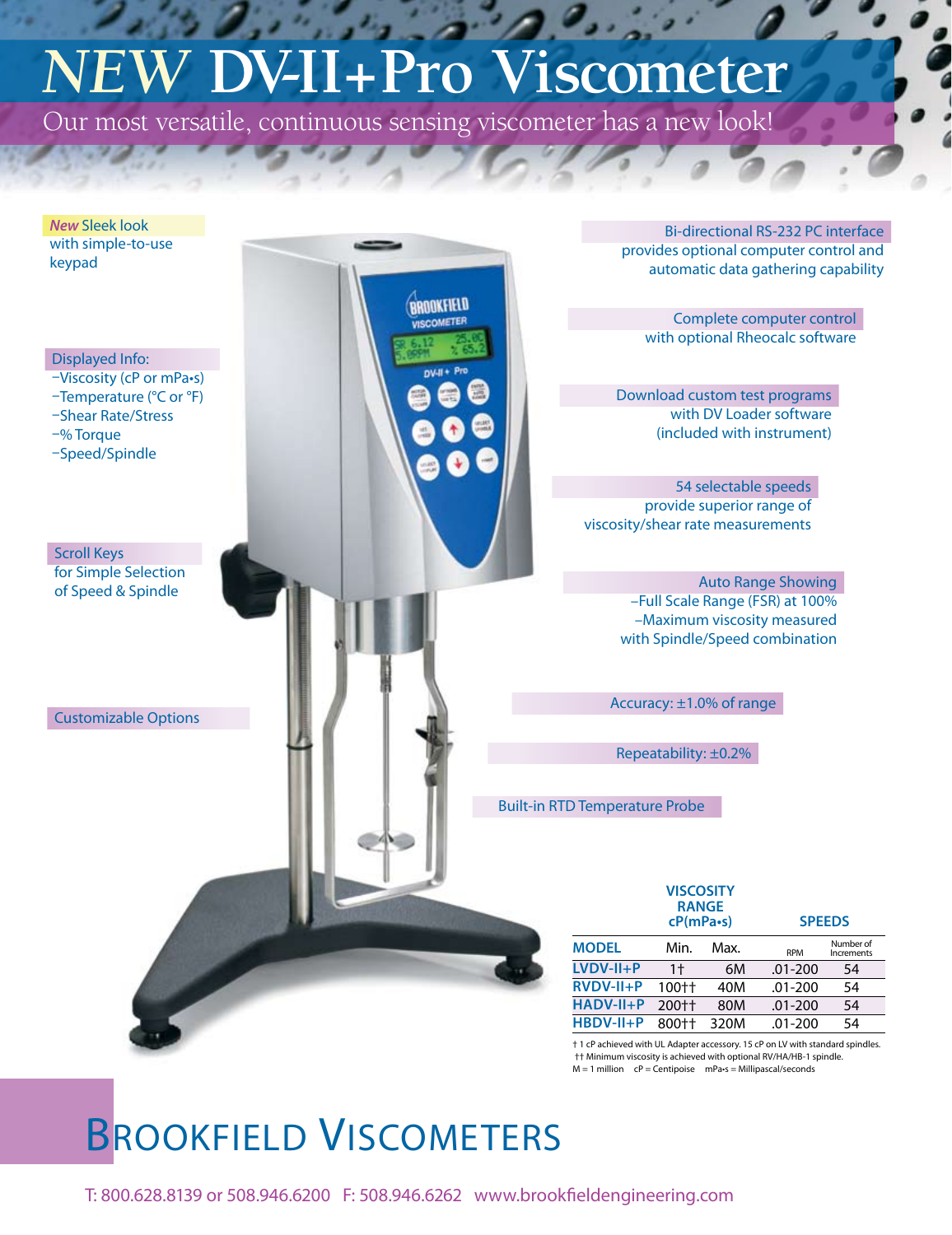# *NEW* DV-II+Pro Viscometer

Our most versatile, continuous sensing viscometer has a new look!

***New* Sleek look** with simple-to-use keypad

**Displayed Info:**
- Viscosity (cP or mPa•s)
- Temperature (°C or °F)
- Shear Rate/Stress
- % Torque
- Speed/Spindle

**Scroll Keys** for Simple Selection of Speed & Spindle

**Customizable Options**

**Bi-directional RS-232 PC interface** provides optional computer control and automatic data gathering capability

**Complete computer control** with optional Rheocalc software

**Download custom test programs** with DV Loader software (included with instrument)

**54 selectable speeds** provide superior range of viscosity/shear rate measurements

**Auto Range Showing**
- Full Scale Range (FSR) at 100%
- Maximum viscosity measured with Spindle/Speed combination

**Accuracy: ±1.0% of range**

**Repeatability: ±0.2%**

**Built-in RTD Temperature Probe**

| MODEL | VISCOSITY RANGE cP(mPa•s) Min. | Max. | SPEEDS RPM | Number of Increments |
|---|---|---|---|---|
| LVDV-II+P | 1† | 6M | .01-200 | 54 |
| RVDV-II+P | 100†† | 40M | .01-200 | 54 |
| HADV-II+P | 200†† | 80M | .01-200 | 54 |
| HBDV-II+P | 800†† | 320M | .01-200 | 54 |

† 1 cP achieved with UL Adapter accessory. 15 cP on LV with standard spindles.
†† Minimum viscosity is achieved with optional RV/HA/HB-1 spindle.
M = 1 million  cP = Centipoise  mPa•s = Millipascal/seconds

## BROOKFIELD VISCOMETERS

T: 800.628.8139 or 508.946.6200  F: 508.946.6262  www.brookfieldengineering.com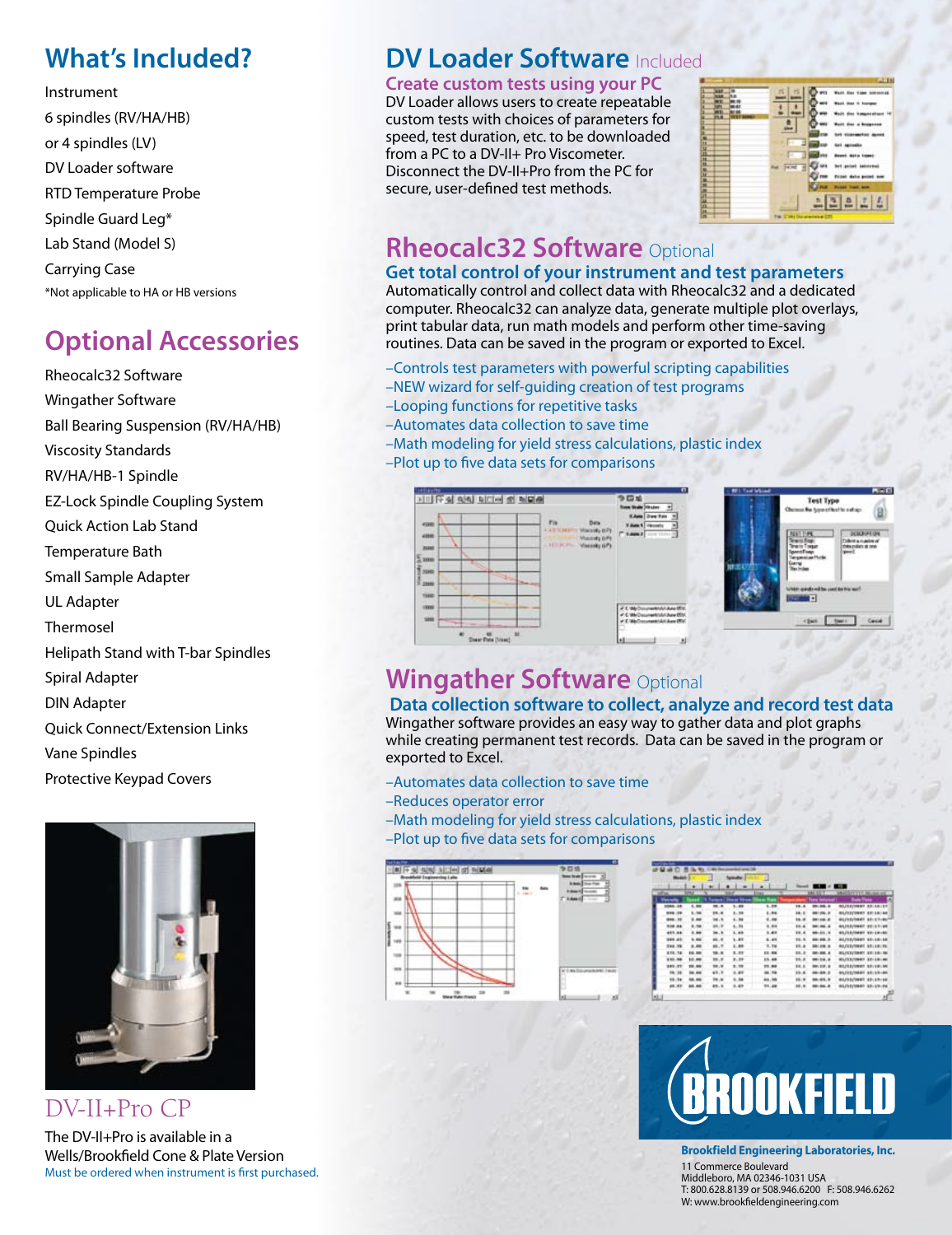## What's Included?

Instrument
6 spindles (RV/HA/HB)
or 4 spindles (LV)
DV Loader software
RTD Temperature Probe
Spindle Guard Leg*
Lab Stand (Model S)
Carrying Case
*Not applicable to HA or HB versions

## Optional Accessories

Rheocalc32 Software
Wingather Software
Ball Bearing Suspension (RV/HA/HB)
Viscosity Standards
RV/HA/HB-1 Spindle
EZ-Lock Spindle Coupling System
Quick Action Lab Stand
Temperature Bath
Small Sample Adapter
UL Adapter
Thermosel
Helipath Stand with T-bar Spindles
Spiral Adapter
DIN Adapter
Quick Connect/Extension Links
Vane Spindles
Protective Keypad Covers

## DV-II+Pro CP

The DV-II+Pro is available in a Wells/Brookfield Cone & Plate Version
Must be ordered when instrument is first purchased.

## DV Loader Software Included

### Create custom tests using your PC

DV Loader allows users to create repeatable custom tests with choices of parameters for speed, test duration, etc. to be downloaded from a PC to a DV-II+ Pro Viscometer. Disconnect the DV-II+Pro from the PC for secure, user-defined test methods.

## Rheocalc32 Software Optional

### Get total control of your instrument and test parameters

Automatically control and collect data with Rheocalc32 and a dedicated computer. Rheocalc32 can analyze data, generate multiple plot overlays, print tabular data, run math models and perform other time-saving routines. Data can be saved in the program or exported to Excel.

–Controls test parameters with powerful scripting capabilities
–NEW wizard for self-guiding creation of test programs
–Looping functions for repetitive tasks
–Automates data collection to save time
–Math modeling for yield stress calculations, plastic index
–Plot up to five data sets for comparisons

## Wingather Software Optional

### Data collection software to collect, analyze and record test data

Wingather software provides an easy way to gather data and plot graphs while creating permanent test records. Data can be saved in the program or exported to Excel.

–Automates data collection to save time
–Reduces operator error
–Math modeling for yield stress calculations, plastic index
–Plot up to five data sets for comparisons

BROOKFIELD

**Brookfield Engineering Laboratories, Inc.**
11 Commerce Boulevard
Middleboro, MA 02346-1031 USA
T: 800.628.8139 or 508.946.6200 F: 508.946.6262
W: www.brookfieldengineering.com